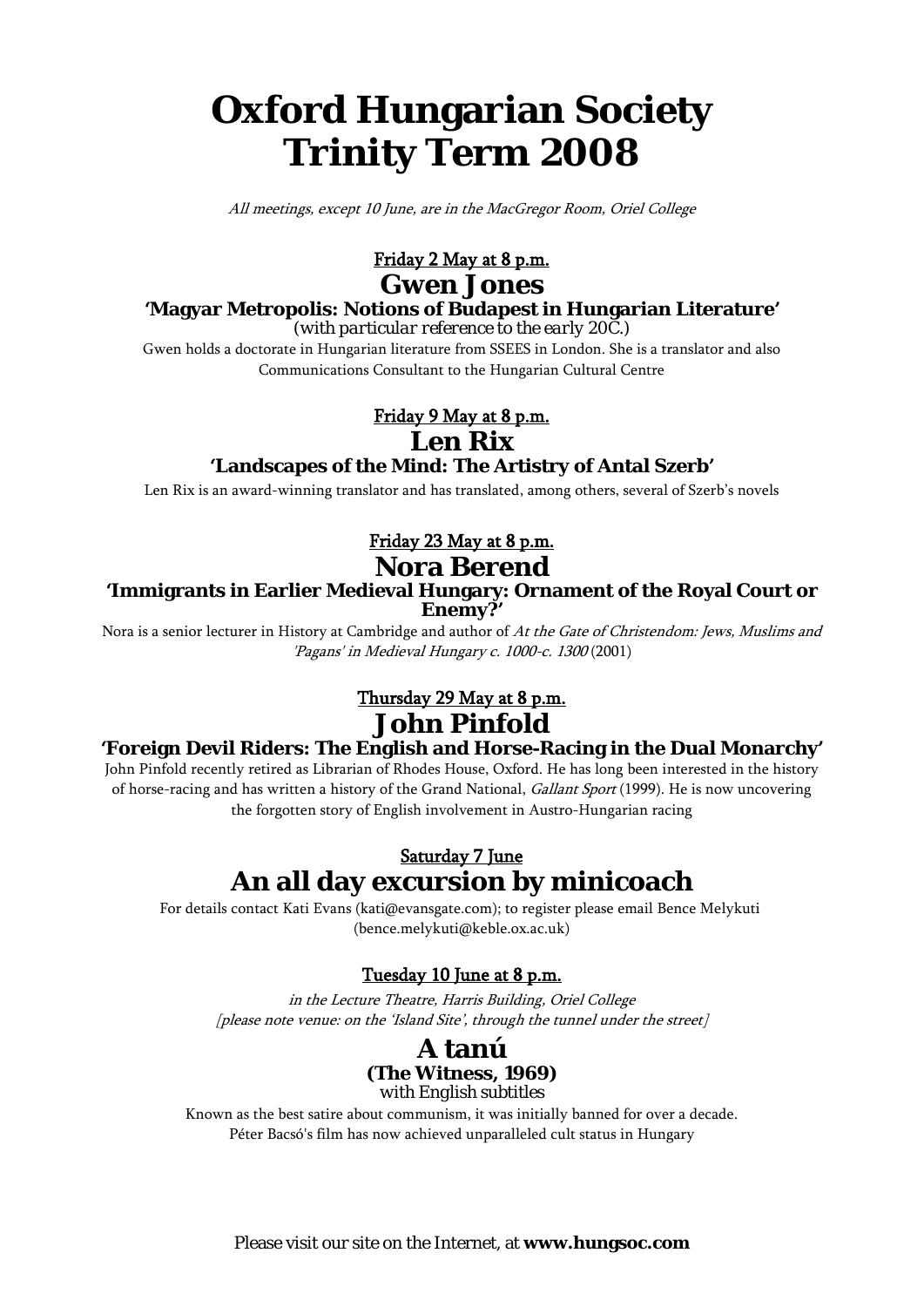# Oxford Hungarian Society Trinity Term 2008

*All meetings, except 10 June, are in the MacGregor Room, Oriel College*

<u>Friday 2 May at 8 p.m.</u>

## Gwen Jones

### 'Magyar Metropolis: Notions of Budapest in Hungarian Literature'

*(with particular reference to the early 20C.)*

Gwen holds a doctorate in Hungarian literature from SSEES in London. She is a translator and also Communications Consultant to the Hungarian Cultural Centre

<u>Friday 9 May at 8 p.m.</u>

## Len Rix

### 'Landscapes of the Mind: The Artistry of Antal Szerb'

Len Rix is an award-winning translator and has translated, among others, several of Szerb's novels

<u>Friday 23 May at 8 p.m.</u>

## Nora Berend

### 'Immigrants in Earlier Medieval Hungary: Ornament of the Royal Court or Enemy?'

Nora is a senior lecturer in History at Cambridge and author of *At the Gate of Christendom: Jews, Muslims and 'Pagans' in Medieval Hungary c. 1000-c. 1300* (2001)

<u>Thursday 29 May at 8 p.m.</u>

## John Pinfold

### 'Foreign Devil Riders: The English and Horse-Racing in the Dual Monarchy'

John Pinfold recently retired as Librarian of Rhodes House, Oxford. He has long been interested in the history of horse-racing and has written a history of the Grand National, *Gallant Sport* (1999). He is now uncovering the forgotten story of English involvement in Austro-Hungarian racing

<u>Saturday 7 June</u>

## An all day excursion by minicoach

For details contact Kati Evans (kati@evansgate.com); to register please email Bence Melykuti (bence.melykuti@keble.ox.ac.uk)

<u>Tuesday 10 June at 8 p.m.</u>

*in the Lecture Theatre, Harris Building, Oriel College*
*[please note venue: on the 'Island Site', through the tunnel under the street]*

## A tanú

### (The Witness, 1969)

with English subtitles

Known as the best satire about communism, it was initially banned for over a decade. Péter Bacsó's film has now achieved unparalleled cult status in Hungary

Please visit our site on the Internet, at **www.hungsoc.com**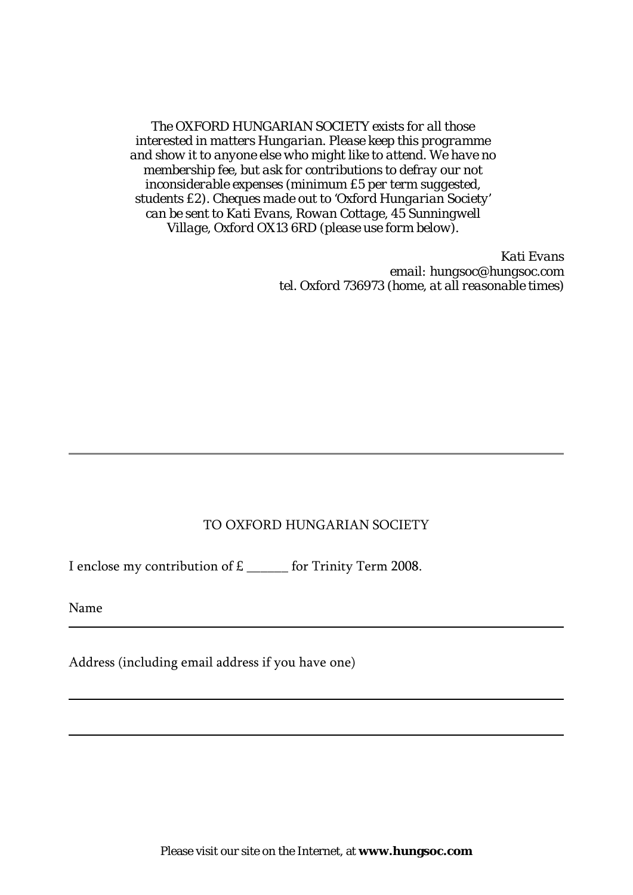*The OXFORD HUNGARIAN SOCIETY exists for all those interested in matters Hungarian. Please keep this programme and show it to anyone else who might like to attend. We have no membership fee, but ask for contributions to defray our not inconsiderable expenses (minimum £5 per term suggested, students £2). Cheques made out to 'Oxford Hungarian Society' can be sent to Kati Evans, Rowan Cottage, 45 Sunningwell Village, Oxford OX13 6RD (please use form below).*

*Kati Evans*
*email: hungsoc@hungsoc.com*
*tel. Oxford 736973 (home, at all reasonable times)*

---

TO OXFORD HUNGARIAN SOCIETY

I enclose my contribution of £ ______ for Trinity Term 2008.

Name

______________________________________________

Address (including email address if you have one)

______________________________________________

______________________________________________

Please visit our site on the Internet, at **www.hungsoc.com**